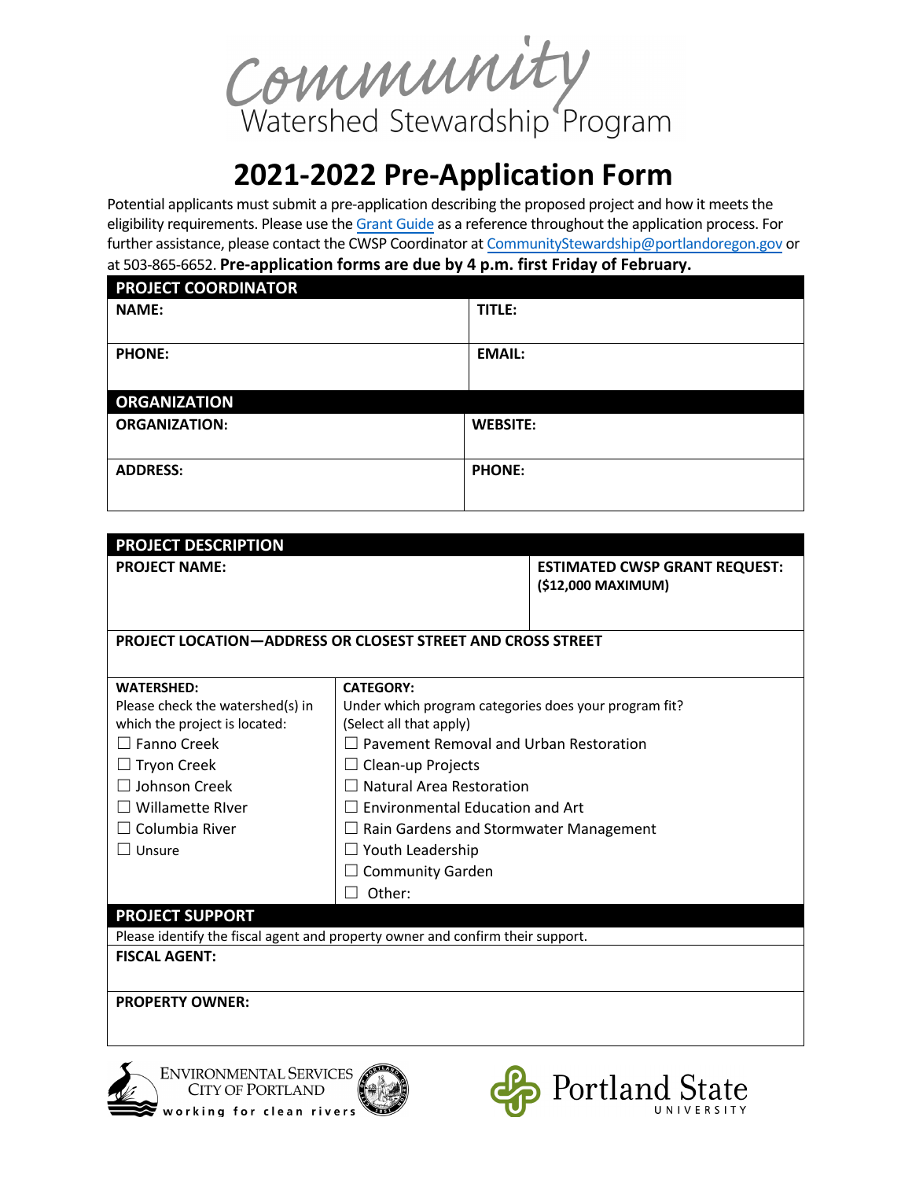# Community Watershed Stewardship Program

# 2021-2022 Pre-Application Form

Potential applicants must submit a pre-application describing the proposed project and how it meets the eligibility requirements. Please use the Grant Guide as a reference throughout the application process. For further assistance, please contact the CWSP Coordinator at CommunityStewardship@portlandoregon.gov or at 503-865-6652. **Pre-application forms are due by 4 p.m. first Friday of February.**

| **PROJECT COORDINATOR** | |
|---|---|
| **NAME:** | **TITLE:** |
| **PHONE:** | **EMAIL:** |

| **ORGANIZATION** | |
|---|---|
| **ORGANIZATION:** | **WEBSITE:** |
| **ADDRESS:** | **PHONE:** |

| **PROJECT DESCRIPTION** | |
|---|---|
| **PROJECT NAME:** | **ESTIMATED CWSP GRANT REQUEST: ($12,000 MAXIMUM)** |
| **PROJECT LOCATION—ADDRESS OR CLOSEST STREET AND CROSS STREET** | |

| **WATERSHED:** Please check the watershed(s) in which the project is located: | **CATEGORY:** Under which program categories does your program fit? (Select all that apply) |
|---|---|
| ☐ Fanno Creek | ☐ Pavement Removal and Urban Restoration |
| ☐ Tryon Creek | ☐ Clean-up Projects |
| ☐ Johnson Creek | ☐ Natural Area Restoration |
| ☐ Willamette RIver | ☐ Environmental Education and Art |
| ☐ Columbia River | ☐ Rain Gardens and Stormwater Management |
| ☐ Unsure | ☐ Youth Leadership |
| | ☐ Community Garden |
| | ☐ Other: |

| **PROJECT SUPPORT** |
|---|
| Please identify the fiscal agent and property owner and confirm their support. |
| **FISCAL AGENT:** |
| **PROPERTY OWNER:** |

Environmental Services City of Portland — working for clean rivers

Portland State University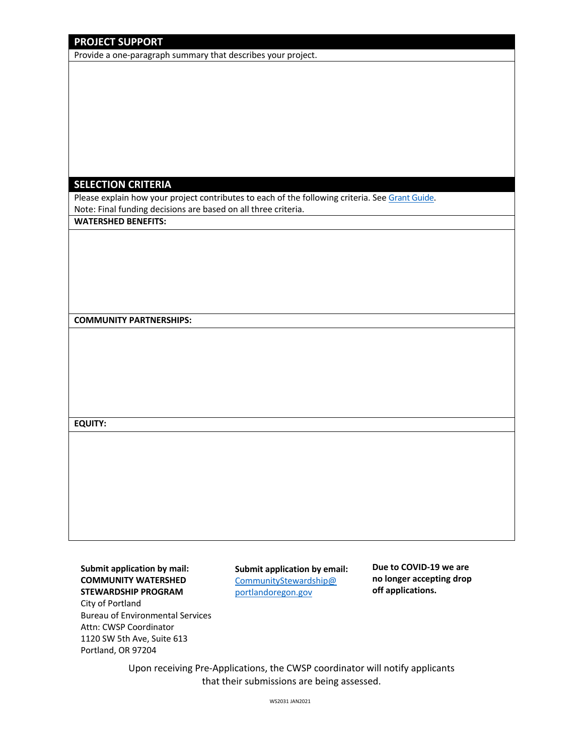## PROJECT SUPPORT

Provide a one-paragraph summary that describes your project.

## SELECTION CRITERIA

Please explain how your project contributes to each of the following criteria. See [Grant Guide](Grant Guide).
Note: Final funding decisions are based on all three criteria.

**WATERSHED BENEFITS:**

**COMMUNITY PARTNERSHIPS:**

**EQUITY:**

**Submit application by mail:**
**COMMUNITY WATERSHED STEWARDSHIP PROGRAM**
City of Portland
Bureau of Environmental Services
Attn: CWSP Coordinator
1120 SW 5th Ave, Suite 613
Portland, OR 97204

**Submit application by email:**
CommunityStewardship@portlandoregon.gov

**Due to COVID-19 we are no longer accepting drop off applications.**

Upon receiving Pre-Applications, the CWSP coordinator will notify applicants that their submissions are being assessed.

WS2031 JAN2021